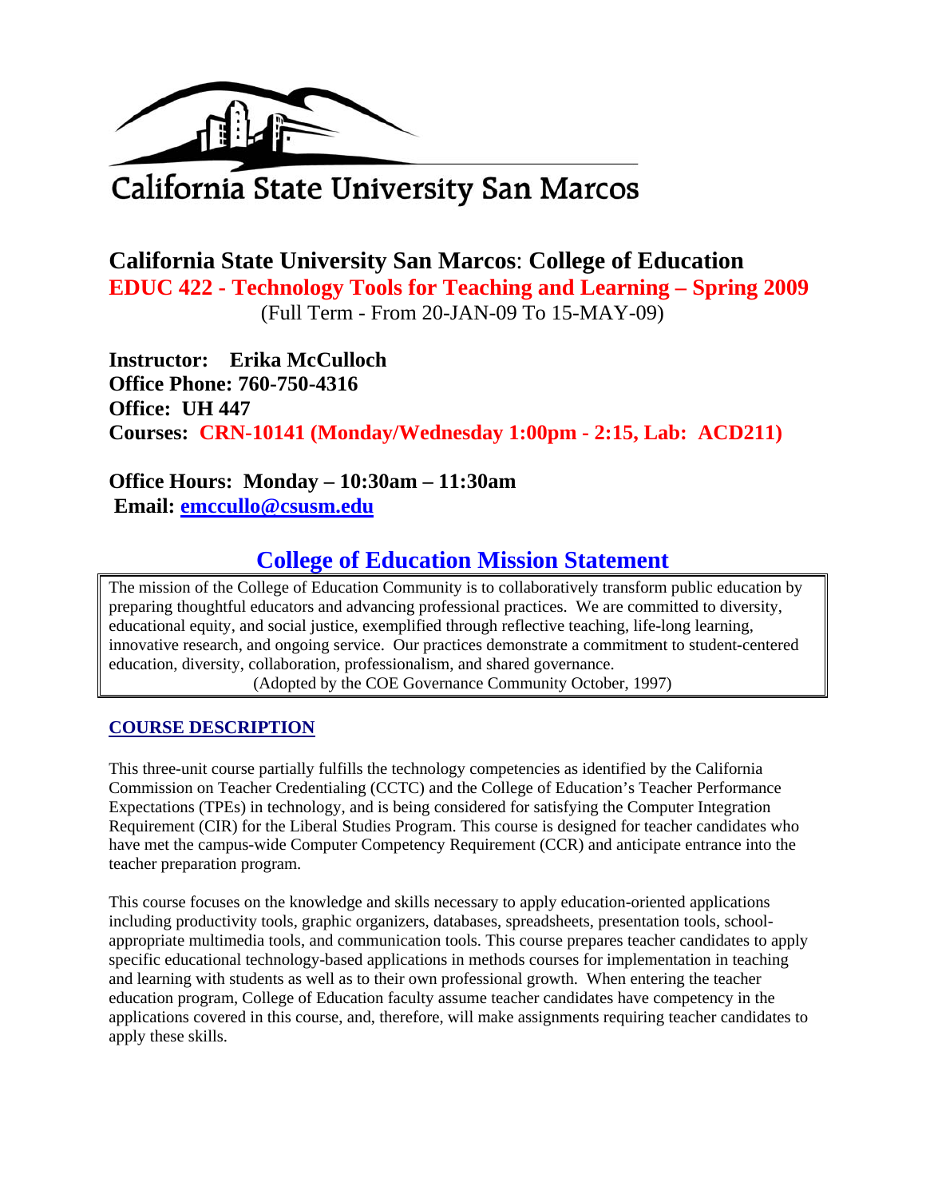California State University San Marcos

# California State University San Marcos: College of Education

## EDUC 422 - Technology Tools for Teaching and Learning – Spring 2009

(Full Term - From 20-JAN-09 To 15-MAY-09)

**Instructor: Erika McCulloch**
**Office Phone: 760-750-4316**
**Office: UH 447**
**Courses: CRN-10141 (Monday/Wednesday 1:00pm - 2:15, Lab: ACD211)**

**Office Hours: Monday – 10:30am – 11:30am**
**Email: emccullo@csusm.edu**

## College of Education Mission Statement

The mission of the College of Education Community is to collaboratively transform public education by preparing thoughtful educators and advancing professional practices. We are committed to diversity, educational equity, and social justice, exemplified through reflective teaching, life-long learning, innovative research, and ongoing service. Our practices demonstrate a commitment to student-centered education, diversity, collaboration, professionalism, and shared governance.

(Adopted by the COE Governance Community October, 1997)

### COURSE DESCRIPTION

This three-unit course partially fulfills the technology competencies as identified by the California Commission on Teacher Credentialing (CCTC) and the College of Education's Teacher Performance Expectations (TPEs) in technology, and is being considered for satisfying the Computer Integration Requirement (CIR) for the Liberal Studies Program. This course is designed for teacher candidates who have met the campus-wide Computer Competency Requirement (CCR) and anticipate entrance into the teacher preparation program.

This course focuses on the knowledge and skills necessary to apply education-oriented applications including productivity tools, graphic organizers, databases, spreadsheets, presentation tools, school-appropriate multimedia tools, and communication tools. This course prepares teacher candidates to apply specific educational technology-based applications in methods courses for implementation in teaching and learning with students as well as to their own professional growth. When entering the teacher education program, College of Education faculty assume teacher candidates have competency in the applications covered in this course, and, therefore, will make assignments requiring teacher candidates to apply these skills.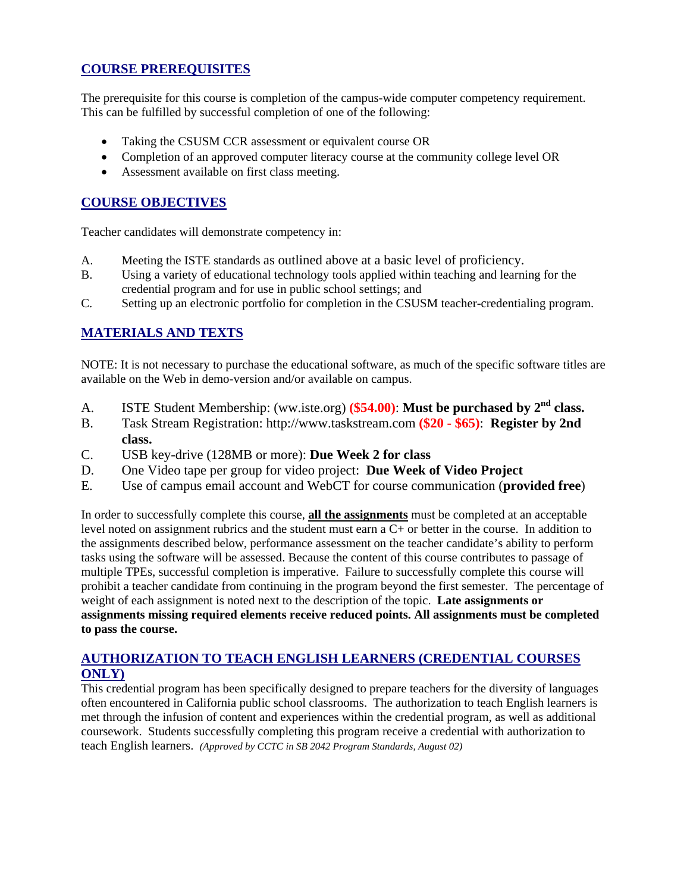## COURSE PREREQUISITES

The prerequisite for this course is completion of the campus-wide computer competency requirement. This can be fulfilled by successful completion of one of the following:

- Taking the CSUSM CCR assessment or equivalent course OR
- Completion of an approved computer literacy course at the community college level OR
- Assessment available on first class meeting.

## COURSE OBJECTIVES

Teacher candidates will demonstrate competency in:

A. Meeting the ISTE standards as outlined above at a basic level of proficiency.
B. Using a variety of educational technology tools applied within teaching and learning for the credential program and for use in public school settings; and
C. Setting up an electronic portfolio for completion in the CSUSM teacher-credentialing program.

## MATERIALS AND TEXTS

NOTE: It is not necessary to purchase the educational software, as much of the specific software titles are available on the Web in demo-version and/or available on campus.

A. ISTE Student Membership: (ww.iste.org) **($54.00)**: **Must be purchased by 2nd class.**
B. Task Stream Registration: http://www.taskstream.com **($20 - $65)**: **Register by 2nd class.**
C. USB key-drive (128MB or more): **Due Week 2 for class**
D. One Video tape per group for video project: **Due Week of Video Project**
E. Use of campus email account and WebCT for course communication (**provided free**)

In order to successfully complete this course, **all the assignments** must be completed at an acceptable level noted on assignment rubrics and the student must earn a C+ or better in the course. In addition to the assignments described below, performance assessment on the teacher candidate's ability to perform tasks using the software will be assessed. Because the content of this course contributes to passage of multiple TPEs, successful completion is imperative. Failure to successfully complete this course will prohibit a teacher candidate from continuing in the program beyond the first semester. The percentage of weight of each assignment is noted next to the description of the topic. **Late assignments or assignments missing required elements receive reduced points. All assignments must be completed to pass the course.**

## AUTHORIZATION TO TEACH ENGLISH LEARNERS (CREDENTIAL COURSES ONLY)

This credential program has been specifically designed to prepare teachers for the diversity of languages often encountered in California public school classrooms. The authorization to teach English learners is met through the infusion of content and experiences within the credential program, as well as additional coursework. Students successfully completing this program receive a credential with authorization to teach English learners. *(Approved by CCTC in SB 2042 Program Standards, August 02)*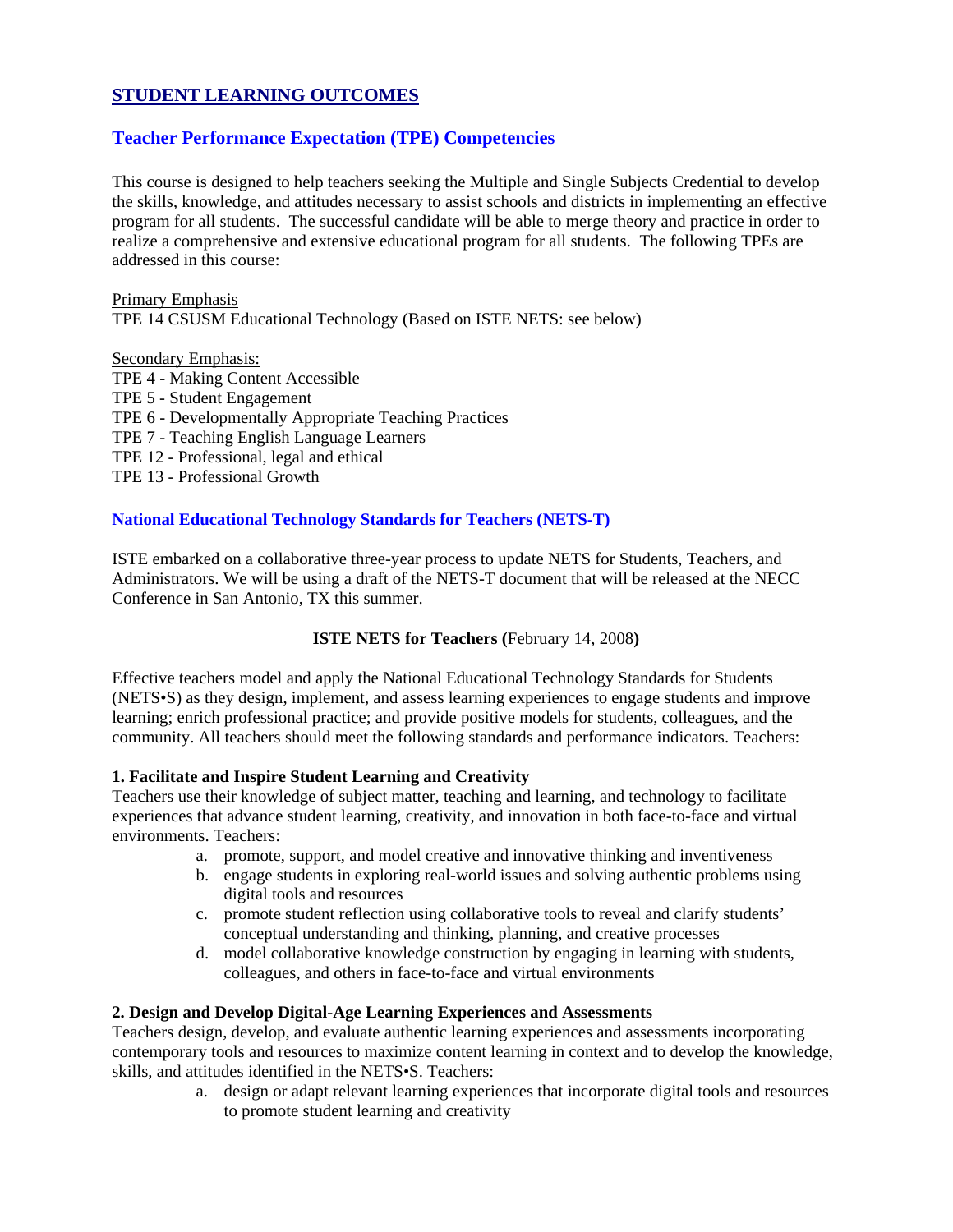## STUDENT LEARNING OUTCOMES

### Teacher Performance Expectation (TPE) Competencies

This course is designed to help teachers seeking the Multiple and Single Subjects Credential to develop the skills, knowledge, and attitudes necessary to assist schools and districts in implementing an effective program for all students. The successful candidate will be able to merge theory and practice in order to realize a comprehensive and extensive educational program for all students. The following TPEs are addressed in this course:

Primary Emphasis
TPE 14 CSUSM Educational Technology (Based on ISTE NETS: see below)

Secondary Emphasis:
TPE 4 - Making Content Accessible
TPE 5 - Student Engagement
TPE 6 - Developmentally Appropriate Teaching Practices
TPE 7 - Teaching English Language Learners
TPE 12 - Professional, legal and ethical
TPE 13 - Professional Growth

### National Educational Technology Standards for Teachers (NETS-T)

ISTE embarked on a collaborative three-year process to update NETS for Students, Teachers, and Administrators. We will be using a draft of the NETS-T document that will be released at the NECC Conference in San Antonio, TX this summer.

**ISTE NETS for Teachers (**February 14, 2008**)**

Effective teachers model and apply the National Educational Technology Standards for Students (NETS•S) as they design, implement, and assess learning experiences to engage students and improve learning; enrich professional practice; and provide positive models for students, colleagues, and the community. All teachers should meet the following standards and performance indicators. Teachers:

**1. Facilitate and Inspire Student Learning and Creativity**
Teachers use their knowledge of subject matter, teaching and learning, and technology to facilitate experiences that advance student learning, creativity, and innovation in both face-to-face and virtual environments. Teachers:

a. promote, support, and model creative and innovative thinking and inventiveness
b. engage students in exploring real-world issues and solving authentic problems using digital tools and resources
c. promote student reflection using collaborative tools to reveal and clarify students' conceptual understanding and thinking, planning, and creative processes
d. model collaborative knowledge construction by engaging in learning with students, colleagues, and others in face-to-face and virtual environments

**2. Design and Develop Digital-Age Learning Experiences and Assessments**
Teachers design, develop, and evaluate authentic learning experiences and assessments incorporating contemporary tools and resources to maximize content learning in context and to develop the knowledge, skills, and attitudes identified in the NETS•S. Teachers:

a. design or adapt relevant learning experiences that incorporate digital tools and resources to promote student learning and creativity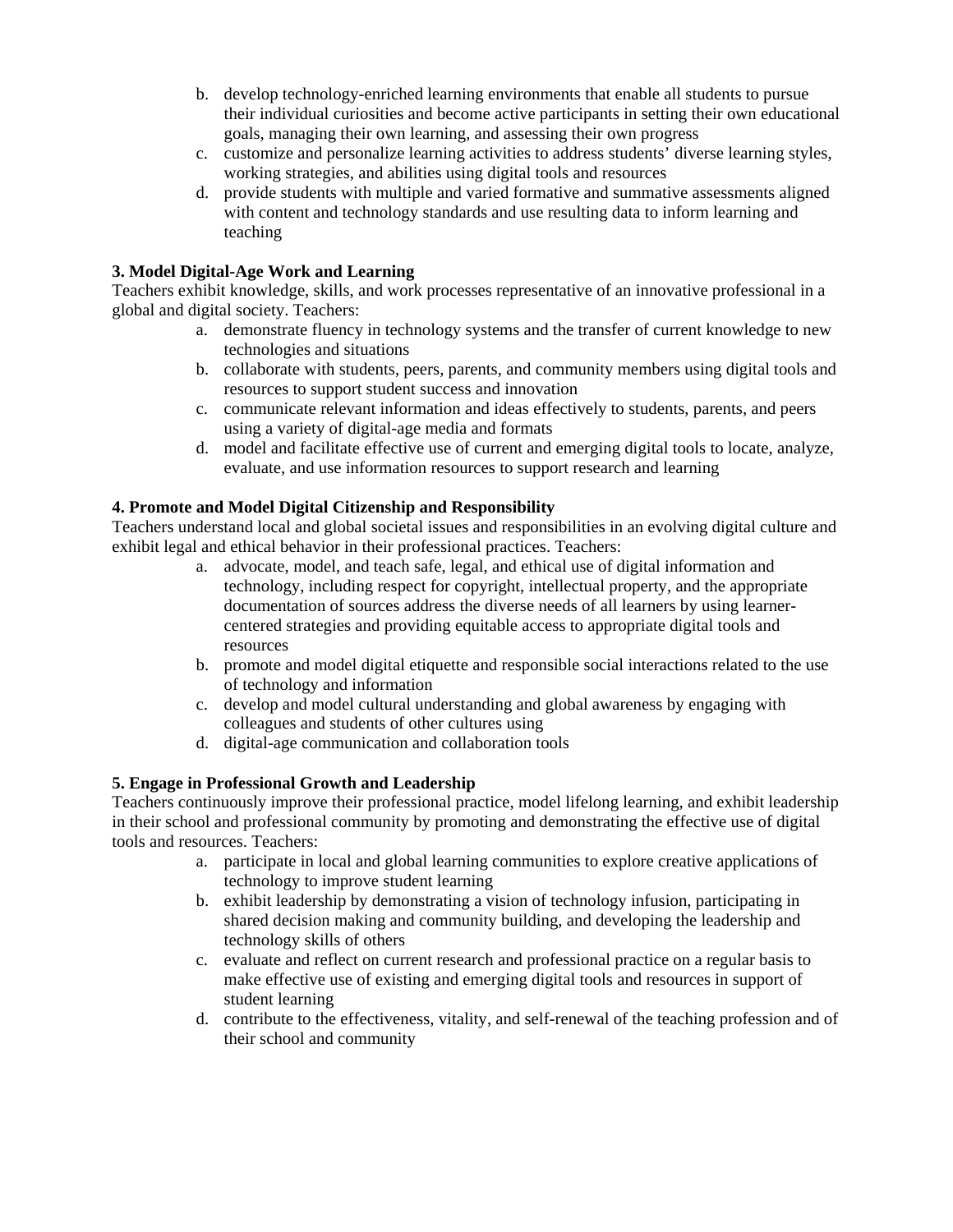b. develop technology-enriched learning environments that enable all students to pursue their individual curiosities and become active participants in setting their own educational goals, managing their own learning, and assessing their own progress
c. customize and personalize learning activities to address students' diverse learning styles, working strategies, and abilities using digital tools and resources
d. provide students with multiple and varied formative and summative assessments aligned with content and technology standards and use resulting data to inform learning and teaching

**3. Model Digital-Age Work and Learning**

Teachers exhibit knowledge, skills, and work processes representative of an innovative professional in a global and digital society. Teachers:

a. demonstrate fluency in technology systems and the transfer of current knowledge to new technologies and situations
b. collaborate with students, peers, parents, and community members using digital tools and resources to support student success and innovation
c. communicate relevant information and ideas effectively to students, parents, and peers using a variety of digital-age media and formats
d. model and facilitate effective use of current and emerging digital tools to locate, analyze, evaluate, and use information resources to support research and learning

**4. Promote and Model Digital Citizenship and Responsibility**

Teachers understand local and global societal issues and responsibilities in an evolving digital culture and exhibit legal and ethical behavior in their professional practices. Teachers:

a. advocate, model, and teach safe, legal, and ethical use of digital information and technology, including respect for copyright, intellectual property, and the appropriate documentation of sources address the diverse needs of all learners by using learner-centered strategies and providing equitable access to appropriate digital tools and resources
b. promote and model digital etiquette and responsible social interactions related to the use of technology and information
c. develop and model cultural understanding and global awareness by engaging with colleagues and students of other cultures using
d. digital-age communication and collaboration tools

**5. Engage in Professional Growth and Leadership**

Teachers continuously improve their professional practice, model lifelong learning, and exhibit leadership in their school and professional community by promoting and demonstrating the effective use of digital tools and resources. Teachers:

a. participate in local and global learning communities to explore creative applications of technology to improve student learning
b. exhibit leadership by demonstrating a vision of technology infusion, participating in shared decision making and community building, and developing the leadership and technology skills of others
c. evaluate and reflect on current research and professional practice on a regular basis to make effective use of existing and emerging digital tools and resources in support of student learning
d. contribute to the effectiveness, vitality, and self-renewal of the teaching profession and of their school and community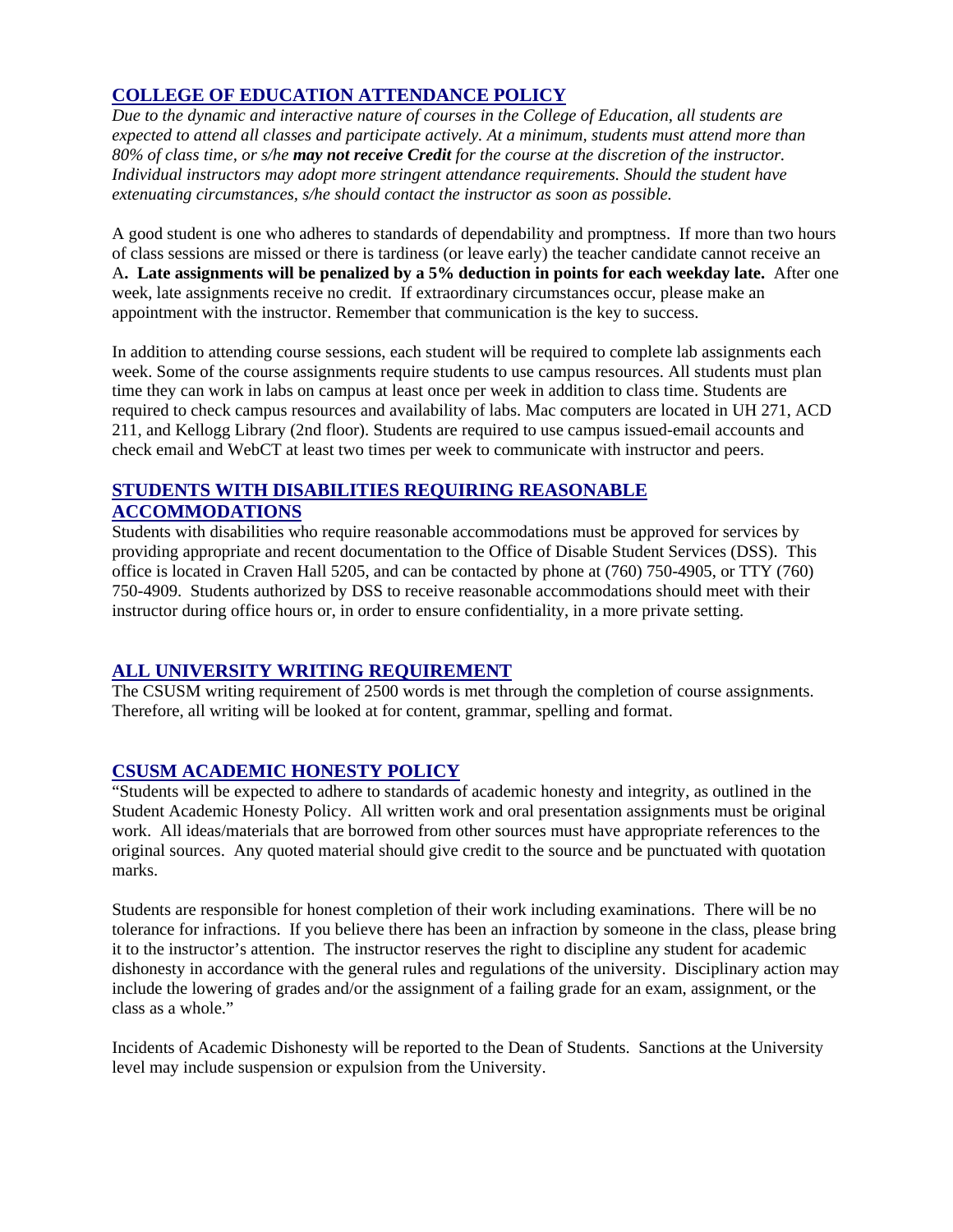## COLLEGE OF EDUCATION ATTENDANCE POLICY

*Due to the dynamic and interactive nature of courses in the College of Education, all students are expected to attend all classes and participate actively. At a minimum, students must attend more than 80% of class time, or s/he **may not receive Credit** for the course at the discretion of the instructor. Individual instructors may adopt more stringent attendance requirements. Should the student have extenuating circumstances, s/he should contact the instructor as soon as possible.*

A good student is one who adheres to standards of dependability and promptness. If more than two hours of class sessions are missed or there is tardiness (or leave early) the teacher candidate cannot receive an A**. Late assignments will be penalized by a 5% deduction in points for each weekday late.** After one week, late assignments receive no credit. If extraordinary circumstances occur, please make an appointment with the instructor. Remember that communication is the key to success.

In addition to attending course sessions, each student will be required to complete lab assignments each week. Some of the course assignments require students to use campus resources. All students must plan time they can work in labs on campus at least once per week in addition to class time. Students are required to check campus resources and availability of labs. Mac computers are located in UH 271, ACD 211, and Kellogg Library (2nd floor). Students are required to use campus issued-email accounts and check email and WebCT at least two times per week to communicate with instructor and peers.

## STUDENTS WITH DISABILITIES REQUIRING REASONABLE ACCOMMODATIONS

Students with disabilities who require reasonable accommodations must be approved for services by providing appropriate and recent documentation to the Office of Disable Student Services (DSS). This office is located in Craven Hall 5205, and can be contacted by phone at (760) 750-4905, or TTY (760) 750-4909. Students authorized by DSS to receive reasonable accommodations should meet with their instructor during office hours or, in order to ensure confidentiality, in a more private setting.

## ALL UNIVERSITY WRITING REQUIREMENT

The CSUSM writing requirement of 2500 words is met through the completion of course assignments. Therefore, all writing will be looked at for content, grammar, spelling and format.

## CSUSM ACADEMIC HONESTY POLICY

"Students will be expected to adhere to standards of academic honesty and integrity, as outlined in the Student Academic Honesty Policy. All written work and oral presentation assignments must be original work. All ideas/materials that are borrowed from other sources must have appropriate references to the original sources. Any quoted material should give credit to the source and be punctuated with quotation marks.

Students are responsible for honest completion of their work including examinations. There will be no tolerance for infractions. If you believe there has been an infraction by someone in the class, please bring it to the instructor's attention. The instructor reserves the right to discipline any student for academic dishonesty in accordance with the general rules and regulations of the university. Disciplinary action may include the lowering of grades and/or the assignment of a failing grade for an exam, assignment, or the class as a whole."

Incidents of Academic Dishonesty will be reported to the Dean of Students. Sanctions at the University level may include suspension or expulsion from the University.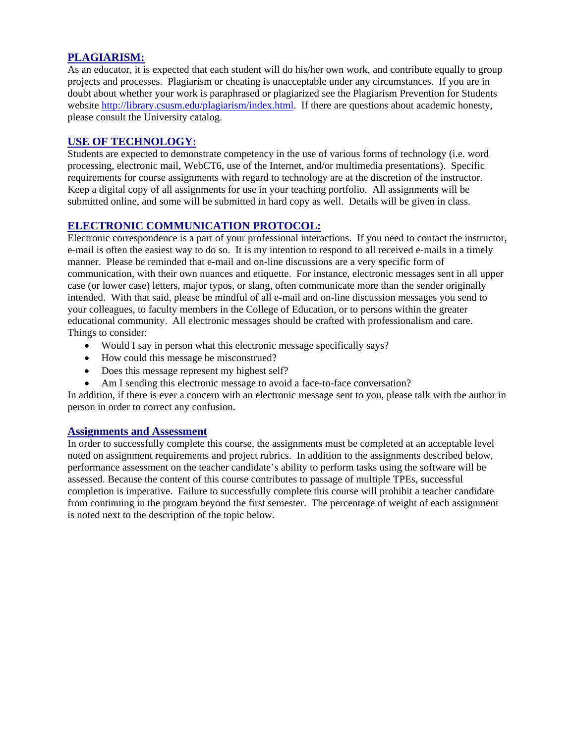## PLAGIARISM:

As an educator, it is expected that each student will do his/her own work, and contribute equally to group projects and processes. Plagiarism or cheating is unacceptable under any circumstances. If you are in doubt about whether your work is paraphrased or plagiarized see the Plagiarism Prevention for Students website http://library.csusm.edu/plagiarism/index.html. If there are questions about academic honesty, please consult the University catalog.

## USE OF TECHNOLOGY:

Students are expected to demonstrate competency in the use of various forms of technology (i.e. word processing, electronic mail, WebCT6, use of the Internet, and/or multimedia presentations). Specific requirements for course assignments with regard to technology are at the discretion of the instructor. Keep a digital copy of all assignments for use in your teaching portfolio. All assignments will be submitted online, and some will be submitted in hard copy as well. Details will be given in class.

## ELECTRONIC COMMUNICATION PROTOCOL:

Electronic correspondence is a part of your professional interactions. If you need to contact the instructor, e-mail is often the easiest way to do so. It is my intention to respond to all received e-mails in a timely manner. Please be reminded that e-mail and on-line discussions are a very specific form of communication, with their own nuances and etiquette. For instance, electronic messages sent in all upper case (or lower case) letters, major typos, or slang, often communicate more than the sender originally intended. With that said, please be mindful of all e-mail and on-line discussion messages you send to your colleagues, to faculty members in the College of Education, or to persons within the greater educational community. All electronic messages should be crafted with professionalism and care. Things to consider:

- Would I say in person what this electronic message specifically says?
- How could this message be misconstrued?
- Does this message represent my highest self?
- Am I sending this electronic message to avoid a face-to-face conversation?

In addition, if there is ever a concern with an electronic message sent to you, please talk with the author in person in order to correct any confusion.

## Assignments and Assessment

In order to successfully complete this course, the assignments must be completed at an acceptable level noted on assignment requirements and project rubrics. In addition to the assignments described below, performance assessment on the teacher candidate's ability to perform tasks using the software will be assessed. Because the content of this course contributes to passage of multiple TPEs, successful completion is imperative. Failure to successfully complete this course will prohibit a teacher candidate from continuing in the program beyond the first semester. The percentage of weight of each assignment is noted next to the description of the topic below.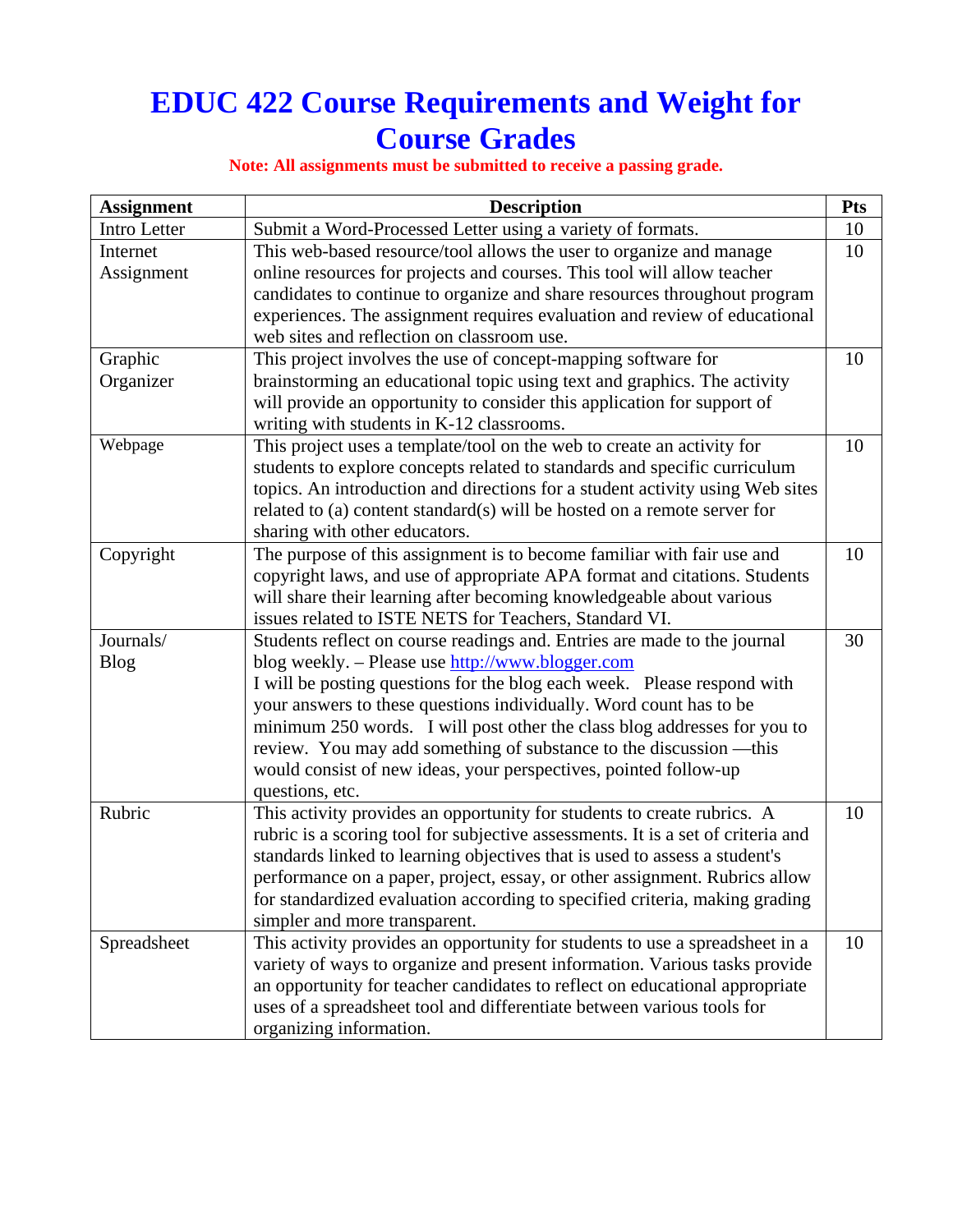# EDUC 422 Course Requirements and Weight for Course Grades

**Note: All assignments must be submitted to receive a passing grade.**

| Assignment | Description | Pts |
|---|---|---|
| Intro Letter | Submit a Word-Processed Letter using a variety of formats. | 10 |
| Internet Assignment | This web-based resource/tool allows the user to organize and manage online resources for projects and courses. This tool will allow teacher candidates to continue to organize and share resources throughout program experiences. The assignment requires evaluation and review of educational web sites and reflection on classroom use. | 10 |
| Graphic Organizer | This project involves the use of concept-mapping software for brainstorming an educational topic using text and graphics. The activity will provide an opportunity to consider this application for support of writing with students in K-12 classrooms. | 10 |
| Webpage | This project uses a template/tool on the web to create an activity for students to explore concepts related to standards and specific curriculum topics. An introduction and directions for a student activity using Web sites related to (a) content standard(s) will be hosted on a remote server for sharing with other educators. | 10 |
| Copyright | The purpose of this assignment is to become familiar with fair use and copyright laws, and use of appropriate APA format and citations. Students will share their learning after becoming knowledgeable about various issues related to ISTE NETS for Teachers, Standard VI. | 10 |
| Journals/ Blog | Students reflect on course readings and. Entries are made to the journal blog weekly. – Please use [http://www.blogger.com](http://www.blogger.com) I will be posting questions for the blog each week. Please respond with your answers to these questions individually. Word count has to be minimum 250 words. I will post other the class blog addresses for you to review. You may add something of substance to the discussion —this would consist of new ideas, your perspectives, pointed follow-up questions, etc. | 30 |
| Rubric | This activity provides an opportunity for students to create rubrics. A rubric is a scoring tool for subjective assessments. It is a set of criteria and standards linked to learning objectives that is used to assess a student's performance on a paper, project, essay, or other assignment. Rubrics allow for standardized evaluation according to specified criteria, making grading simpler and more transparent. | 10 |
| Spreadsheet | This activity provides an opportunity for students to use a spreadsheet in a variety of ways to organize and present information. Various tasks provide an opportunity for teacher candidates to reflect on educational appropriate uses of a spreadsheet tool and differentiate between various tools for organizing information. | 10 |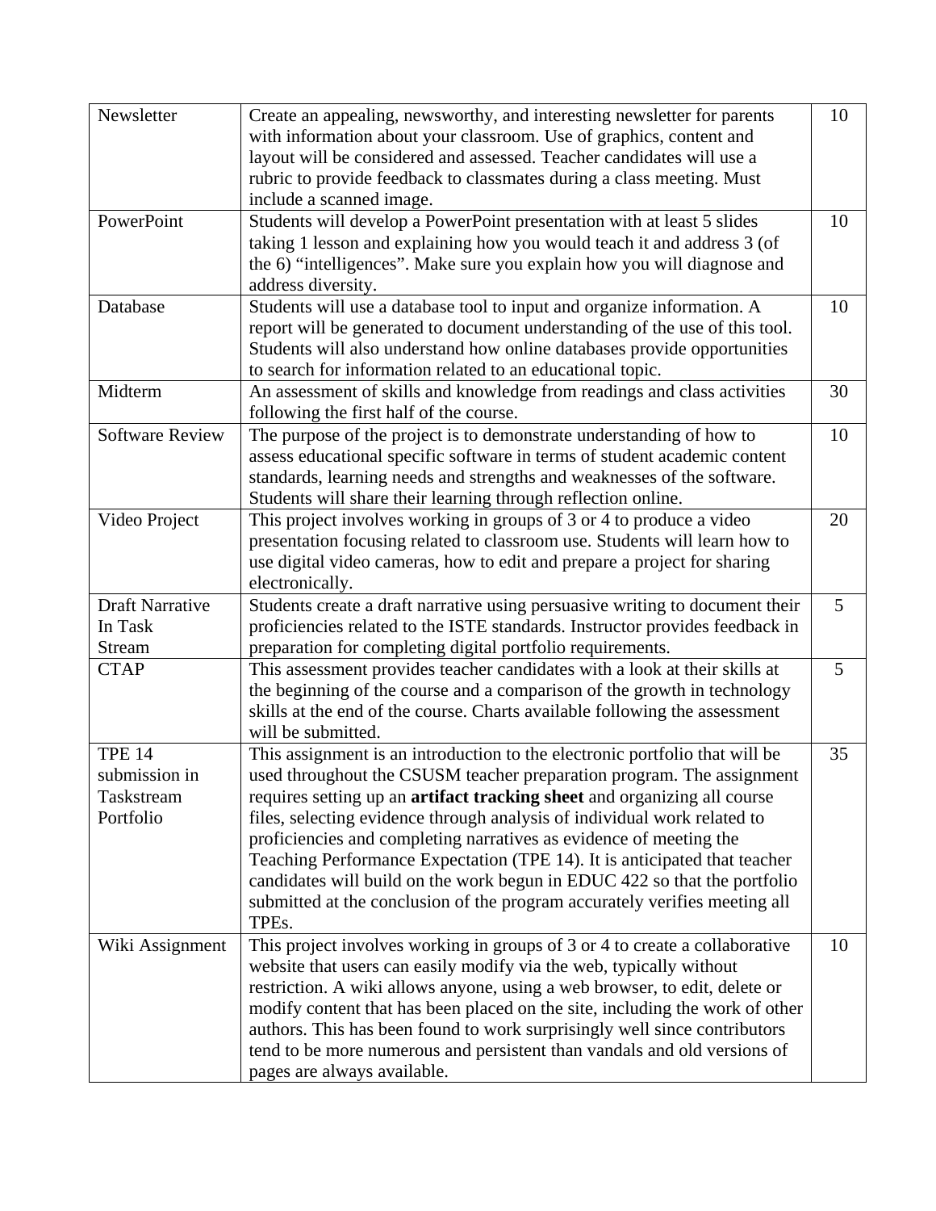| Newsletter | Create an appealing, newsworthy, and interesting newsletter for parents with information about your classroom. Use of graphics, content and layout will be considered and assessed. Teacher candidates will use a rubric to provide feedback to classmates during a class meeting. Must include a scanned image. | 10 |
|---|---|---|
| PowerPoint | Students will develop a PowerPoint presentation with at least 5 slides taking 1 lesson and explaining how you would teach it and address 3 (of the 6) "intelligences". Make sure you explain how you will diagnose and address diversity. | 10 |
| Database | Students will use a database tool to input and organize information. A report will be generated to document understanding of the use of this tool. Students will also understand how online databases provide opportunities to search for information related to an educational topic. | 10 |
| Midterm | An assessment of skills and knowledge from readings and class activities following the first half of the course. | 30 |
| Software Review | The purpose of the project is to demonstrate understanding of how to assess educational specific software in terms of student academic content standards, learning needs and strengths and weaknesses of the software. Students will share their learning through reflection online. | 10 |
| Video Project | This project involves working in groups of 3 or 4 to produce a video presentation focusing related to classroom use. Students will learn how to use digital video cameras, how to edit and prepare a project for sharing electronically. | 20 |
| Draft Narrative In Task Stream | Students create a draft narrative using persuasive writing to document their proficiencies related to the ISTE standards. Instructor provides feedback in preparation for completing digital portfolio requirements. | 5 |
| CTAP | This assessment provides teacher candidates with a look at their skills at the beginning of the course and a comparison of the growth in technology skills at the end of the course. Charts available following the assessment will be submitted. | 5 |
| TPE 14 submission in Taskstream Portfolio | This assignment is an introduction to the electronic portfolio that will be used throughout the CSUSM teacher preparation program. The assignment requires setting up an **artifact tracking sheet** and organizing all course files, selecting evidence through analysis of individual work related to proficiencies and completing narratives as evidence of meeting the Teaching Performance Expectation (TPE 14). It is anticipated that teacher candidates will build on the work begun in EDUC 422 so that the portfolio submitted at the conclusion of the program accurately verifies meeting all TPEs. | 35 |
| Wiki Assignment | This project involves working in groups of 3 or 4 to create a collaborative website that users can easily modify via the web, typically without restriction. A wiki allows anyone, using a web browser, to edit, delete or modify content that has been placed on the site, including the work of other authors. This has been found to work surprisingly well since contributors tend to be more numerous and persistent than vandals and old versions of pages are always available. | 10 |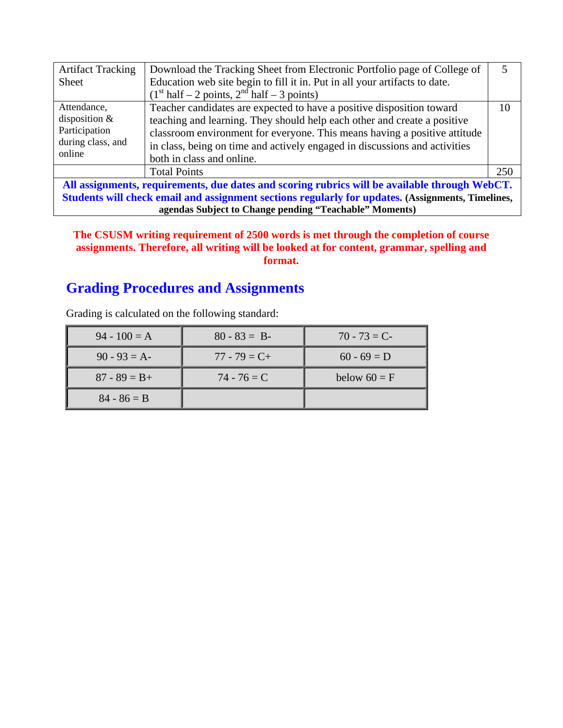| | | |
|---|---|---|
| Artifact Tracking Sheet | Download the Tracking Sheet from Electronic Portfolio page of College of Education web site begin to fill it in. Put in all your artifacts to date. (1st half – 2 points, 2nd half – 3 points) | 5 |
| Attendance, disposition & Participation during class, and online | Teacher candidates are expected to have a positive disposition toward teaching and learning. They should help each other and create a positive classroom environment for everyone. This means having a positive attitude in class, being on time and actively engaged in discussions and activities both in class and online. | 10 |
| | Total Points | 250 |
| **All assignments, requirements, due dates and scoring rubrics will be available through WebCT. Students will check email and assignment sections regularly for updates.** **(Assignments, Timelines, agendas Subject to Change pending "Teachable" Moments)** | | |

**The CSUSM writing requirement of 2500 words is met through the completion of course assignments. Therefore, all writing will be looked at for content, grammar, spelling and format.**

## Grading Procedures and Assignments

Grading is calculated on the following standard:

| | | |
|---|---|---|
| 94 - 100 = A | 80 - 83 = B- | 70 - 73 = C- |
| 90 - 93 = A- | 77 - 79 = C+ | 60 - 69 = D |
| 87 - 89 = B+ | 74 - 76 = C | below 60 = F |
| 84 - 86 = B | | |